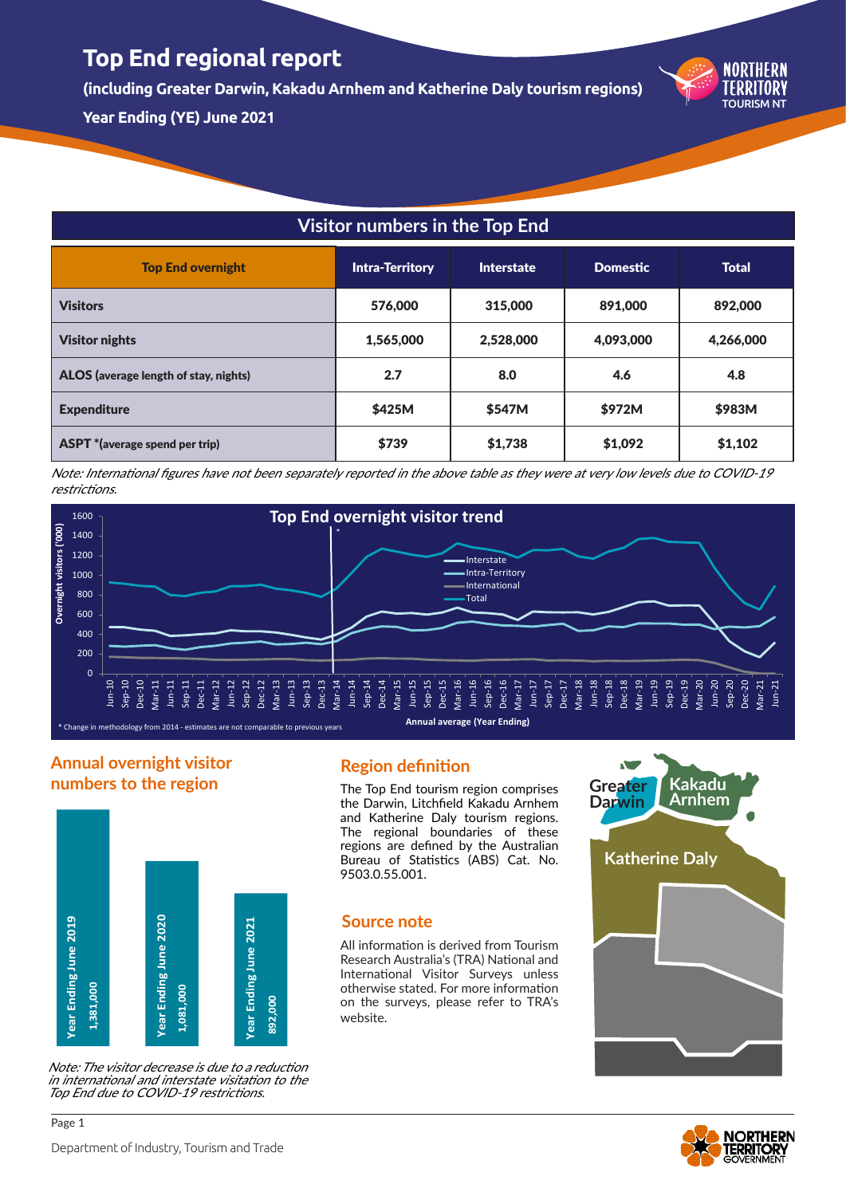# Top End regional report

**(including Greater Darwin, Kakadu Arnhem and Katherine Daly tourism regions)**

**Year Ending (YE) June 2021**

NORTHERN TERRITORY TOURISM NT

## Visitor numbers in the Top End

| Top End overnight | Intra-Territory | Interstate | Domestic | Total |
|---|---|---|---|---|
| **Visitors** | 576,000 | 315,000 | 891,000 | 892,000 |
| **Visitor nights** | 1,565,000 | 2,528,000 | 4,093,000 | 4,266,000 |
| **ALOS** (average length of stay, nights) | 2.7 | 8.0 | 4.6 | 4.8 |
| **Expenditure** | $425M | $547M | $972M | $983M |
| **ASPT** *(average spend per trip) | $739 | $1,738 | $1,092 | $1,102 |

*Note: International figures have not been separately reported in the above table as they were at very low levels due to COVID-19 restrictions.*

**Top End overnight visitor trend**

Overnight visitors ('000)

1600, 1400, 1200, 1000, 800, 600, 400, 200, 0

Interstate, Intra-Territory, International, Total

Jun-10, Sep-10, Dec-10, Mar-11, Jun-11, Sep-11, Dec-11, Mar-12, Jun-12, Sep-12, Dec-12, Mar-13, Jun-13, Sep-13, Dec-13, Mar-14, Jun-14, Sep-14, Dec-14, Mar-15, Jun-15, Sep-15, Dec-15, Mar-16, Jun-16, Sep-16, Dec-16, Mar-17, Jun-17, Sep-17, Dec-17, Mar-18, Jun-18, Sep-18, Dec-18, Mar-19, Jun-19, Sep-19, Dec-19, Mar-20, Jun-20, Sep-20, Dec-20, Mar-21, Jun-21

Annual average (Year Ending)

\* Change in methodology from 2014 - estimates are not comparable to previous years

## Annual overnight visitor numbers to the region

Year Ending June 2019 1,381,000

Year Ending June 2020 1,081,000

Year Ending June 2021 892,000

*Note: The visitor decrease is due to a reduction in international and interstate visitation to the Top End due to COVID-19 restrictions.*

## Region definition

The Top End tourism region comprises the Darwin, Litchfield Kakadu Arnhem and Katherine Daly tourism regions. The regional boundaries of these regions are defined by the Australian Bureau of Statistics (ABS) Cat. No. 9503.0.55.001.

Greater Darwin

Kakadu Arnhem

Katherine Daly

## Source note

All information is derived from Tourism Research Australia's (TRA) National and International Visitor Surveys unless otherwise stated. For more information on the surveys, please refer to TRA's website.

Department of Industry, Tourism and Trade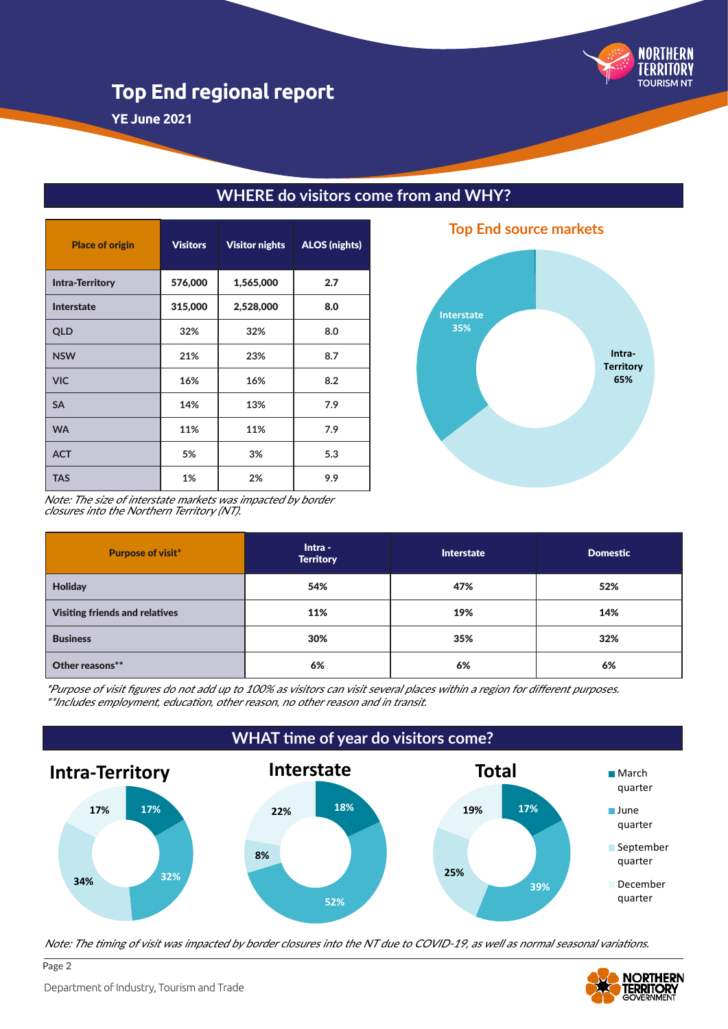# Top End regional report

**YE June 2021**

## WHERE do visitors come from and WHY?

| Place of origin | Visitors | Visitor nights | ALOS (nights) |
|---|---|---|---|
| Intra-Territory | 576,000 | 1,565,000 | 2.7 |
| Interstate | 315,000 | 2,528,000 | 8.0 |
| QLD | 32% | 32% | 8.0 |
| NSW | 21% | 23% | 8.7 |
| VIC | 16% | 16% | 8.2 |
| SA | 14% | 13% | 7.9 |
| WA | 11% | 11% | 7.9 |
| ACT | 5% | 3% | 5.3 |
| TAS | 1% | 2% | 9.9 |

*Note: The size of interstate markets was impacted by border closures into the Northern Territory (NT).*

### Top End source markets

Interstate 35%

Intra-Territory 65%

| Purpose of visit* | Intra - Territory | Interstate | Domestic |
|---|---|---|---|
| Holiday | 54% | 47% | 52% |
| Visiting friends and relatives | 11% | 19% | 14% |
| Business | 30% | 35% | 32% |
| Other reasons** | 6% | 6% | 6% |

*\*Purpose of visit figures do not add up to 100% as visitors can visit several places within a region for different purposes.*
*\*\*Includes employment, education, other reason, no other reason and in transit.*

## WHAT time of year do visitors come?

**Intra-Territory**

17% 17% 32% 34%

**Interstate**

18% 52% 8% 22%

**Total**

17% 39% 25% 19%

March quarter

June quarter

September quarter

December quarter

*Note: The timing of visit was impacted by border closures into the NT due to COVID-19, as well as normal seasonal variations.*

Department of Industry, Tourism and Trade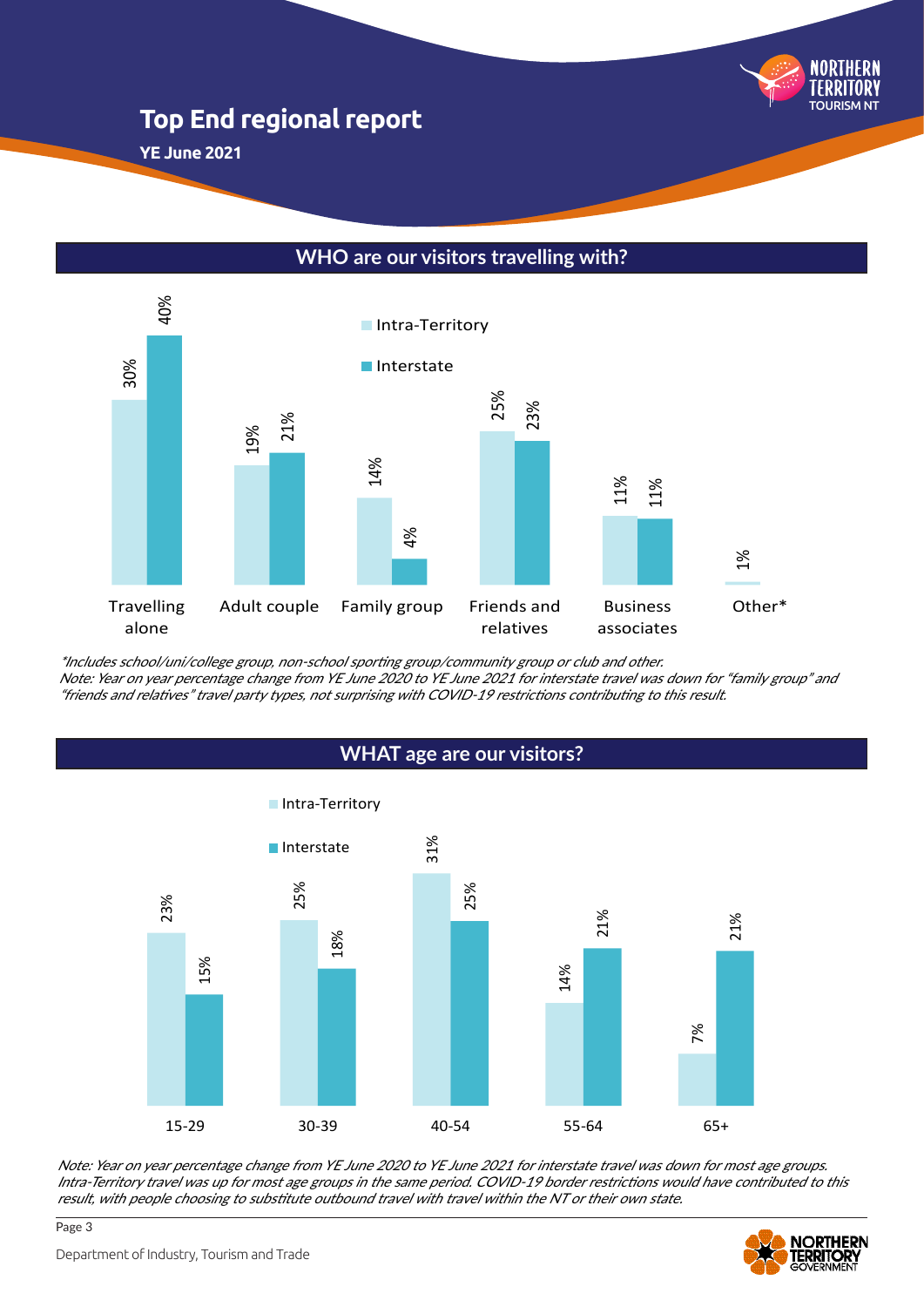# Top End regional report

**YE June 2021**

## WHO are our visitors travelling with?

Intra-Territory
Interstate

Travelling alone: 30% 40%
Adult couple: 19% 21%
Family group: 14% 4%
Friends and relatives: 25% 23%
Business associates: 11% 11%
Other*: 1%

*\*Includes school/uni/college group, non-school sporting group/community group or club and other.*
*Note: Year on year percentage change from YE June 2020 to YE June 2021 for interstate travel was down for "family group" and "friends and relatives" travel party types, not surprising with COVID-19 restrictions contributing to this result.*

## WHAT age are our visitors?

Intra-Territory
Interstate

15-29: 23% 15%
30-39: 25% 18%
40-54: 31% 25%
55-64: 14% 21%
65+: 7% 21%

*Note: Year on year percentage change from YE June 2020 to YE June 2021 for interstate travel was down for most age groups. Intra-Territory travel was up for most age groups in the same period. COVID-19 border restrictions would have contributed to this result, with people choosing to substitute outbound travel with travel within the NT or their own state.*

Department of Industry, Tourism and Trade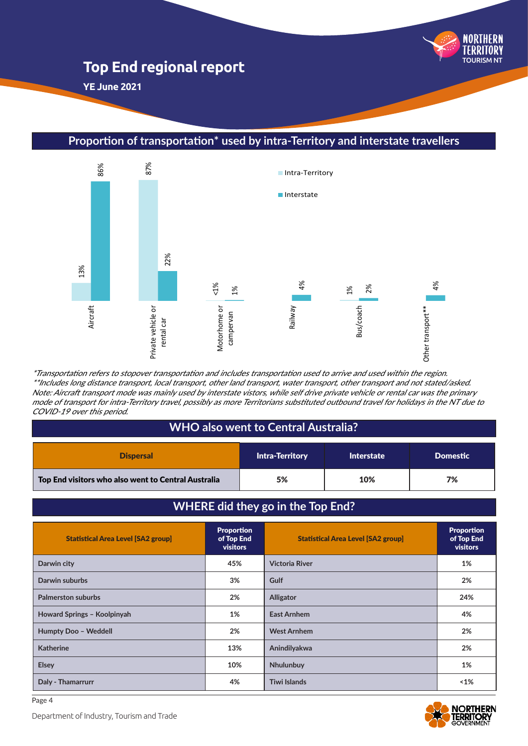# Top End regional report

**YE June 2021**

## Proportion of transportation* used by intra-Territory and interstate travellers

Intra-Territory

Interstate

Aircraft: 13%, 86%

Private vehicle or rental car: 87%, 22%

Motorhome or campervan: <1%, 1%

Railway: 4%

Bus/coach: 1%, 2%

Other transport**: 4%

*\*Transportation refers to stopover transportation and includes transportation used to arrive and used within the region.*
*\*\*Includes long distance transport, local transport, other land transport, water transport, other transport and not stated/asked.*
*Note: Aircraft transport mode was mainly used by interstate vistors, while self drive private vehicle or rental car was the primary mode of transport for intra-Territory travel, possibly as more Territorians substituted outbound travel for holidays in the NT due to COVID-19 over this period.*

## WHO also went to Central Australia?

| Dispersal | Intra-Territory | Interstate | Domestic |
|---|---|---|---|
| Top End visitors who also went to Central Australia | 5% | 10% | 7% |

## WHERE did they go in the Top End?

| Statistical Area Level [SA2 group] | Proportion of Top End visitors | Statistical Area Level [SA2 group] | Proportion of Top End visitors |
|---|---|---|---|
| Darwin city | 45% | Victoria River | 1% |
| Darwin suburbs | 3% | Gulf | 2% |
| Palmerston suburbs | 2% | Alligator | 24% |
| Howard Springs – Koolpinyah | 1% | East Arnhem | 4% |
| Humpty Doo – Weddell | 2% | West Arnhem | 2% |
| Katherine | 13% | Anindilyakwa | 2% |
| Elsey | 10% | Nhulunbuy | 1% |
| Daly - Thamarrurr | 4% | Tiwi Islands | <1% |

Department of Industry, Tourism and Trade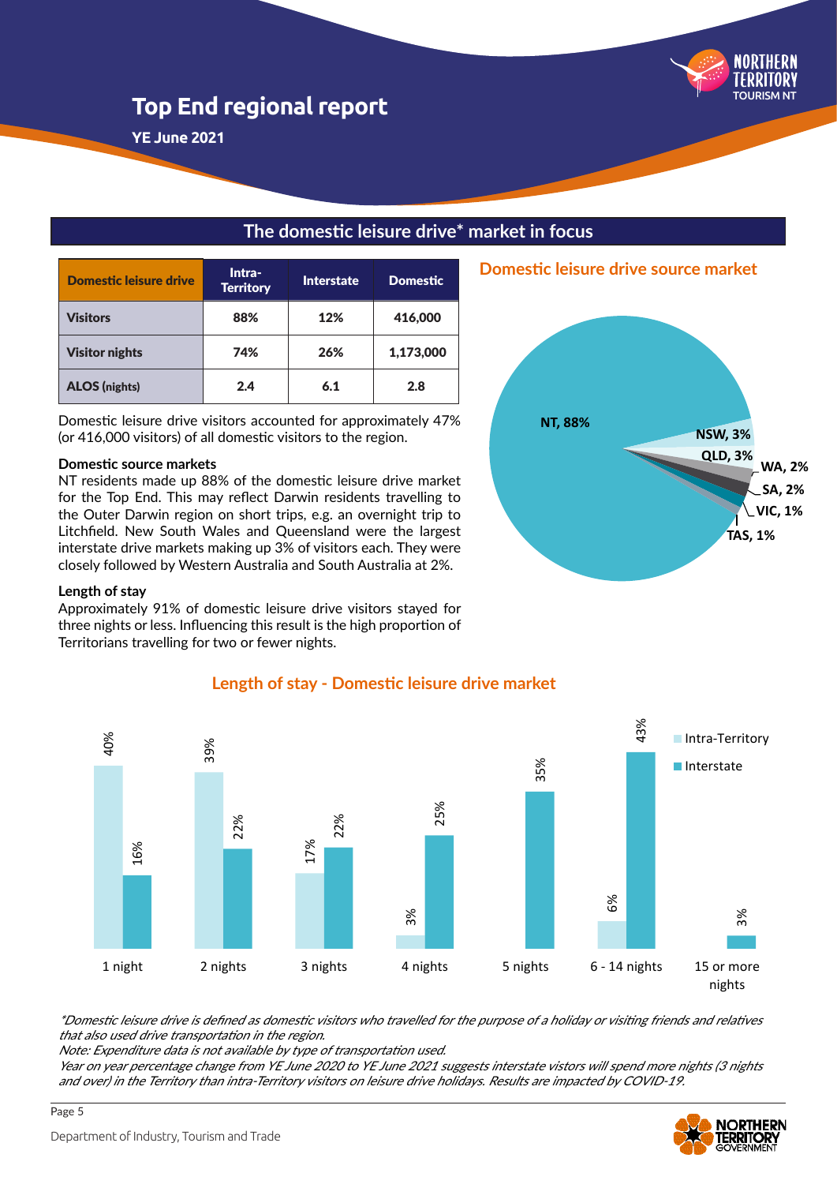# Top End regional report

**YE June 2021**

## The domestic leisure drive* market in focus

| Domestic leisure drive | Intra-Territory | Interstate | Domestic |
|---|---|---|---|
| **Visitors** | 88% | 12% | 416,000 |
| **Visitor nights** | 74% | 26% | 1,173,000 |
| **ALOS** (nights) | 2.4 | 6.1 | 2.8 |

Domestic leisure drive visitors accounted for approximately 47% (or 416,000 visitors) of all domestic visitors to the region.

**Domestic source markets**

NT residents made up 88% of the domestic leisure drive market for the Top End. This may reflect Darwin residents travelling to the Outer Darwin region on short trips, e.g. an overnight trip to Litchfield. New South Wales and Queensland were the largest interstate drive markets making up 3% of visitors each. They were closely followed by Western Australia and South Australia at 2%.

**Length of stay**

Approximately 91% of domestic leisure drive visitors stayed for three nights or less. Influencing this result is the high proportion of Territorians travelling for two or fewer nights.

### Domestic leisure drive source market

NT, 88%
NSW, 3%
QLD, 3%
WA, 2%
SA, 2%
VIC, 1%
TAS, 1%

### Length of stay - Domestic leisure drive market

Intra-Territory
Interstate

1 night: 40%, 16%
2 nights: 39%, 22%
3 nights: 17%, 22%
4 nights: 3%, 25%
5 nights: 35%
6 - 14 nights: 6%, 43%
15 or more nights: 3%

*\*Domestic leisure drive is defined as domestic visitors who travelled for the purpose of a holiday or visiting friends and relatives that also used drive transportation in the region.*

*Note: Expenditure data is not available by type of transportation used.*

*Year on year percentage change from YE June 2020 to YE June 2021 suggests interstate vistors will spend more nights (3 nights and over) in the Territory than intra-Territory visitors on leisure drive holidays. Results are impacted by COVID-19.*

Department of Industry, Tourism and Trade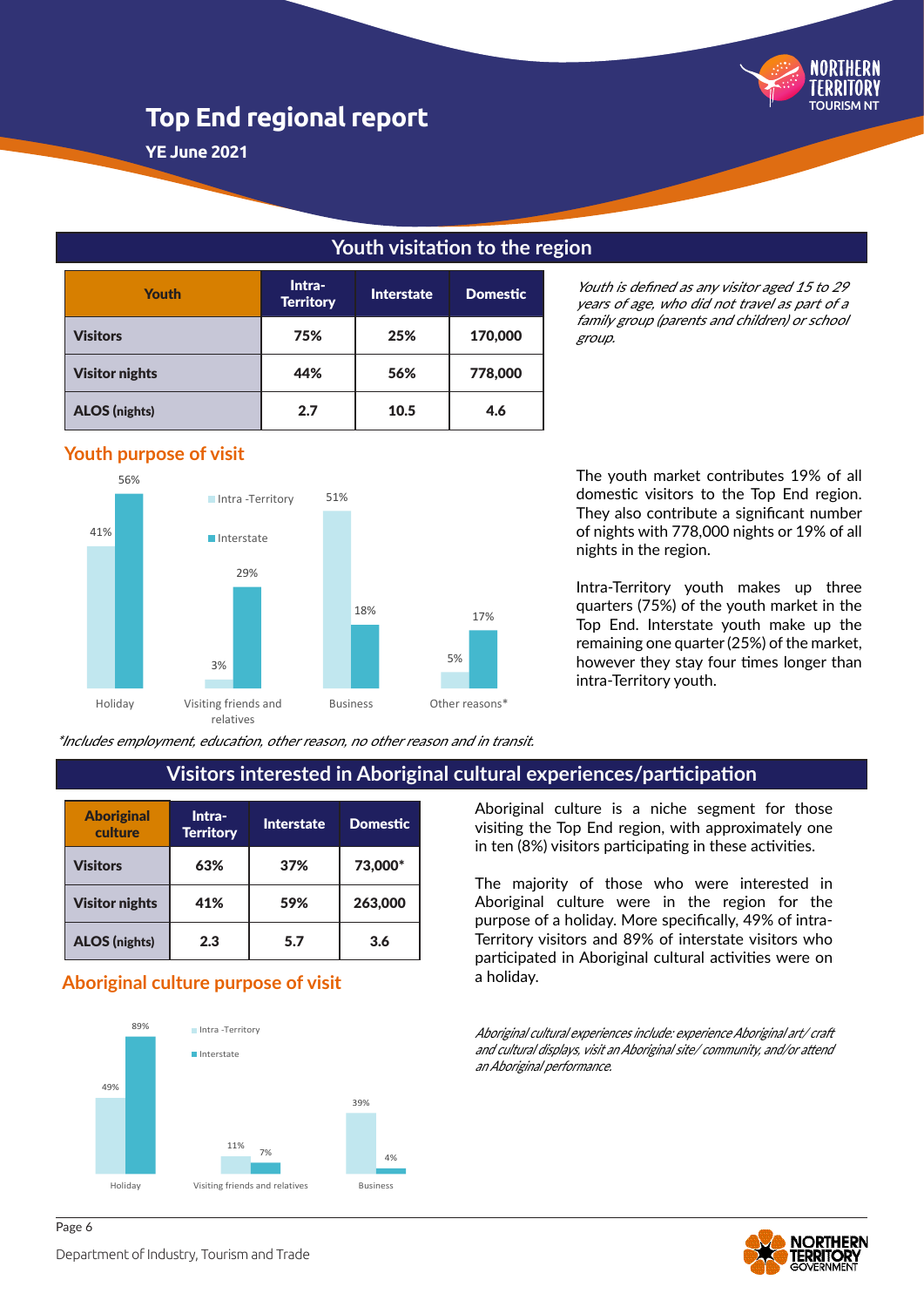# Top End regional report

**YE June 2021**

## Youth visitation to the region

| Youth | Intra-Territory | Interstate | Domestic |
|---|---|---|---|
| **Visitors** | 75% | 25% | 170,000 |
| **Visitor nights** | 44% | 56% | 778,000 |
| **ALOS (nights)** | 2.7 | 10.5 | 4.6 |

*Youth is defined as any visitor aged 15 to 29 years of age, who did not travel as part of a family group (parents and children) or school group.*

### Youth purpose of visit

Intra -Territory
Interstate

Holiday: 41%, 56%
Visiting friends and relatives: 3%, 29%
Business: 51%, 18%
Other reasons*: 5%, 17%

*Includes employment, education, other reason, no other reason and in transit.*

The youth market contributes 19% of all domestic visitors to the Top End region. They also contribute a significant number of nights with 778,000 nights or 19% of all nights in the region.

Intra-Territory youth makes up three quarters (75%) of the youth market in the Top End. Interstate youth make up the remaining one quarter (25%) of the market, however they stay four times longer than intra-Territory youth.

## Visitors interested in Aboriginal cultural experiences/participation

| Aboriginal culture | Intra-Territory | Interstate | Domestic |
|---|---|---|---|
| **Visitors** | 63% | 37% | 73,000* |
| **Visitor nights** | 41% | 59% | 263,000 |
| **ALOS (nights)** | 2.3 | 5.7 | 3.6 |

### Aboriginal culture purpose of visit

Intra -Territory
Interstate

Holiday: 49%, 89%
Visiting friends and relatives: 11%, 7%
Business: 39%, 4%

Aboriginal culture is a niche segment for those visiting the Top End region, with approximately one in ten (8%) visitors participating in these activities.

The majority of those who were interested in Aboriginal culture were in the region for the purpose of a holiday. More specifically, 49% of intra-Territory visitors and 89% of interstate visitors who participated in Aboriginal cultural activities were on a holiday.

*Aboriginal cultural experiences include: experience Aboriginal art/ craft and cultural displays, visit an Aboriginal site/ community, and/or attend an Aboriginal performance.*

Department of Industry, Tourism and Trade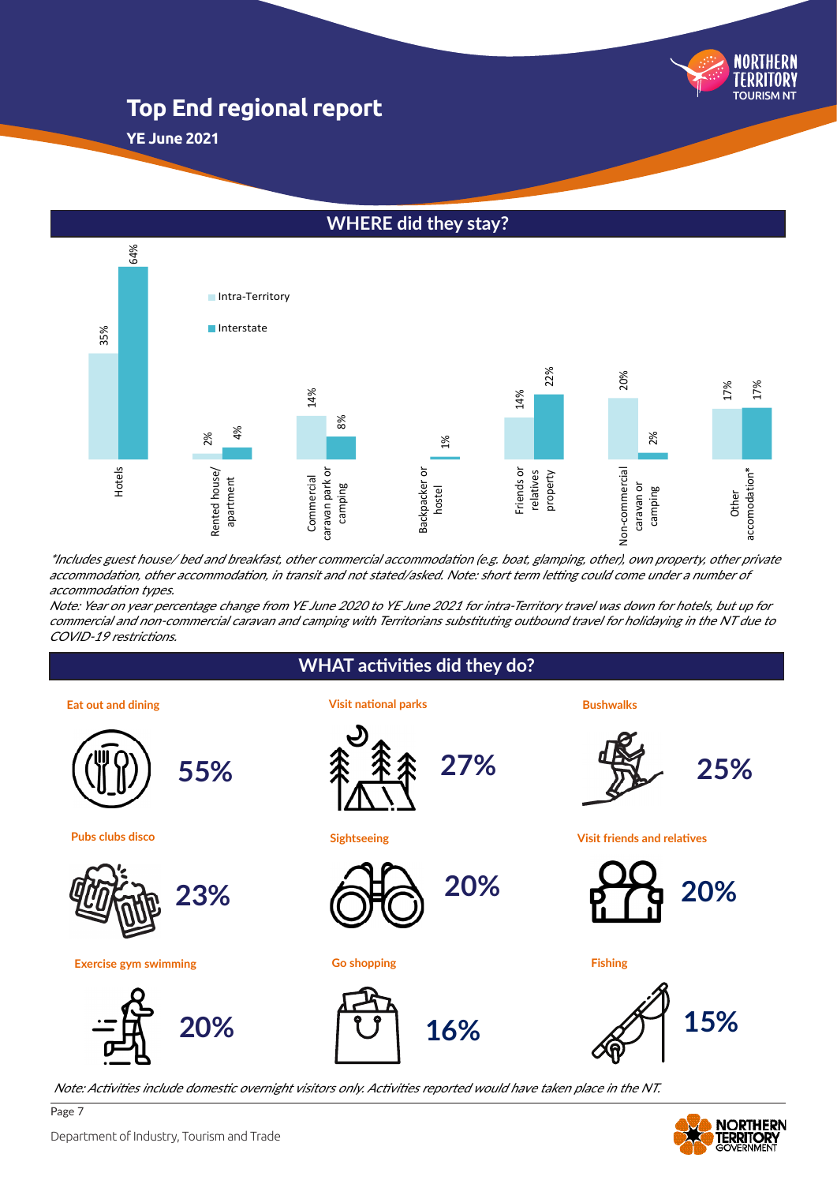# Top End regional report

**YE June 2021**

## WHERE did they stay?

Intra-Territory
Interstate

Hotels: 35%, 64%
Rented house/ apartment: 2%, 4%
Commercial caravan park or camping: 14%, 8%
Backpacker or hostel: 1%
Friends or relatives property: 14%, 22%
Non-commercial caravan or camping: 20%, 2%
Other accomodation*: 17%, 17%

*\*Includes guest house/ bed and breakfast, other commercial accommodation (e.g. boat, glamping, other), own property, other private accommodation, other accommodation, in transit and not stated/asked. Note: short term letting could come under a number of accommodation types.*

*Note: Year on year percentage change from YE June 2020 to YE June 2021 for intra-Territory travel was down for hotels, but up for commercial and non-commercial caravan and camping with Territorians substituting outbound travel for holidaying in the NT due to COVID-19 restrictions.*

## WHAT activities did they do?

Eat out and dining **55%**

Visit national parks **27%**

Bushwalks **25%**

Pubs clubs disco **23%**

Sightseeing **20%**

Visit friends and relatives **20%**

Exercise gym swimming **20%**

Go shopping **16%**

Fishing **15%**

*Note: Activities include domestic overnight visitors only. Activities reported would have taken place in the NT.*

Department of Industry, Tourism and Trade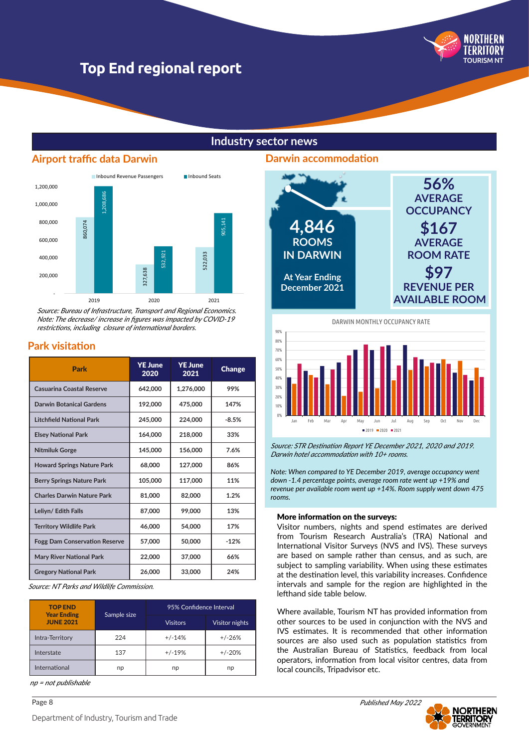# Top End regional report

## Industry sector news

### Airport traffic data Darwin

Inbound Revenue Passengers
Inbound Seats

1,200,000
1,000,000
800,000
600,000
400,000
200,000
-

2019: 860,074; 1,208,686
2020: 327,638; 532,921
2021: 522,033; 905,141

*Source: Bureau of Infrastructure, Transport and Regional Economics. Note: The decrease/ increase in figures was impacted by COVID-19 restrictions, including closure of international borders.*

### Park visitation

| Park | YE June 2020 | YE June 2021 | Change |
|---|---|---|---|
| Casuarina Coastal Reserve | 642,000 | 1,276,000 | 99% |
| Darwin Botanical Gardens | 192,000 | 475,000 | 147% |
| Litchfield National Park | 245,000 | 224,000 | -8.5% |
| Elsey National Park | 164,000 | 218,000 | 33% |
| Nitmiluk Gorge | 145,000 | 156,000 | 7.6% |
| Howard Springs Nature Park | 68,000 | 127,000 | 86% |
| Berry Springs Nature Park | 105,000 | 117,000 | 11% |
| Charles Darwin Nature Park | 81,000 | 82,000 | 1.2% |
| Leliyn/ Edith Falls | 87,000 | 99,000 | 13% |
| Territory Wildlife Park | 46,000 | 54,000 | 17% |
| Fogg Dam Conservation Reserve | 57,000 | 50,000 | -12% |
| Mary River National Park | 22,000 | 37,000 | 66% |
| Gregory National Park | 26,000 | 33,000 | 24% |

*Source: NT Parks and Wildlife Commission.*

| TOP END Year Ending JUNE 2021 | Sample size | 95% Confidence Interval | |
|---|---|---|---|
| | | Visitors | Visitor nights |
| Intra-Territory | 224 | +/-14% | +/-26% |
| Interstate | 137 | +/-19% | +/-20% |
| International | np | np | np |

*np = not publishable*

### Darwin accommodation

**4,846 ROOMS IN DARWIN**

At Year Ending December 2021

**56%** AVERAGE OCCUPANCY

**$167** AVERAGE ROOM RATE

**$97** REVENUE PER AVAILABLE ROOM

DARWIN MONTHLY OCCUPANCY RATE

90%
80%
70%
60%
50%
40%
30%
20%
10%
0%

Jan Feb Mar Apr May Jun Jul Aug Sep Oct Nov Dec

2019 2020 2021

*Source: STR Destination Report YE December 2021, 2020 and 2019. Darwin hotel accommodation with 10+ rooms.*

*Note: When compared to YE December 2019, average occupancy went down -1.4 percentage points, average room rate went up +19% and revenue per available room went up +14%. Room supply went down 475 rooms.*

**More information on the surveys:**

Visitor numbers, nights and spend estimates are derived from Tourism Research Australia's (TRA) National and International Visitor Surveys (NVS and IVS). These surveys are based on sample rather than census, and as such, are subject to sampling variability. When using these estimates at the destination level, this variability increases. Confidence intervals and sample for the region are highlighted in the lefthand side table below.

Where available, Tourism NT has provided information from other sources to be used in conjunction with the NVS and IVS estimates. It is recommended that other information sources are also used such as population statistics from the Australian Bureau of Statistics, feedback from local operators, information from local visitor centres, data from local councils, Tripadvisor etc.

*Published May 2022*

Department of Industry, Tourism and Trade